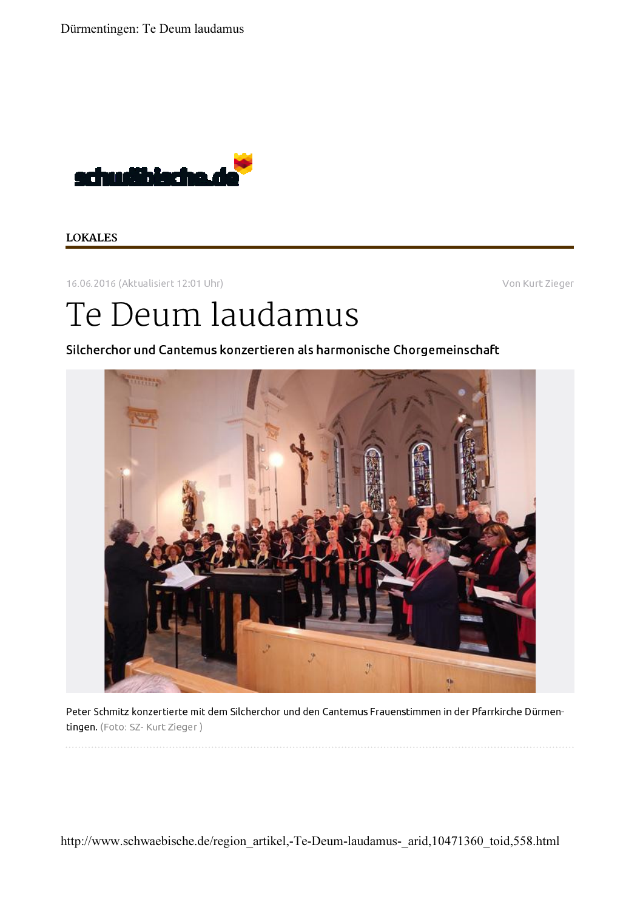LOKALES

16.06.2016 (Aktualisiert 12:01 Uhr)

Von Kurt Zieger

# Te Deum laudamus

## Silcherchor und Cantemus konzertieren als harmonische Chorgemeinschaft

Peter Schmitz konzertierte mit dem Silcherchor und den Cantemus Frauenstimmen in der Pfarrkirche Dürmentingen. (Foto: SZ- Kurt Zieger )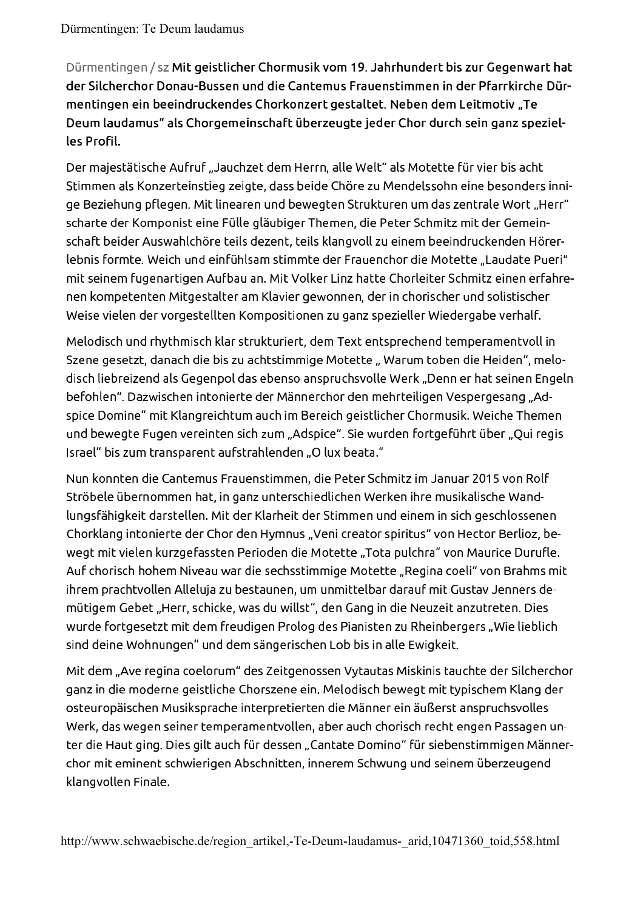Dürmentingen / sz **Mit geistlicher Chormusik vom 19. Jahrhundert bis zur Gegenwart hat der Silcherchor Donau-Bussen und die Cantemus Frauenstimmen in der Pfarrkirche Dürmentingen ein beeindruckendes Chorkonzert gestaltet. Neben dem Leitmotiv „Te Deum laudamus" als Chorgemeinschaft überzeugte jeder Chor durch sein ganz spezielles Profil.**

Der majestätische Aufruf „Jauchzet dem Herrn, alle Welt" als Motette für vier bis acht Stimmen als Konzerteinstieg zeigte, dass beide Chöre zu Mendelssohn eine besonders innige Beziehung pflegen. Mit linearen und bewegten Strukturen um das zentrale Wort „Herr" scharte der Komponist eine Fülle gläubiger Themen, die Peter Schmitz mit der Gemeinschaft beider Auswahlchöre teils dezent, teils klangvoll zu einem beeindruckenden Hörerlebnis formte. Weich und einfühlsam stimmte der Frauenchor die Motette „Laudate Pueri" mit seinem fugenartigen Aufbau an. Mit Volker Linz hatte Chorleiter Schmitz einen erfahrenen kompetenten Mitgestalter am Klavier gewonnen, der in chorischer und solistischer Weise vielen der vorgestellten Kompositionen zu ganz spezieller Wiedergabe verhalf.

Melodisch und rhythmisch klar strukturiert, dem Text entsprechend temperamentvoll in Szene gesetzt, danach die bis zu achtstimmige Motette „ Warum toben die Heiden", melodisch liebreizend als Gegenpol das ebenso anspruchsvolle Werk „Denn er hat seinen Engeln befohlen". Dazwischen intonierte der Männerchor den mehrteiligen Vespergesang „Adspice Domine" mit Klangreichtum auch im Bereich geistlicher Chormusik. Weiche Themen und bewegte Fugen vereinten sich zum „Adspice". Sie wurden fortgeführt über „Qui regis Israel" bis zum transparent aufstrahlenden „O lux beata."

Nun konnten die Cantemus Frauenstimmen, die Peter Schmitz im Januar 2015 von Rolf Ströbele übernommen hat, in ganz unterschiedlichen Werken ihre musikalische Wandlungsfähigkeit darstellen. Mit der Klarheit der Stimmen und einem in sich geschlossenen Chorklang intonierte der Chor den Hymnus „Veni creator spiritus" von Hector Berlioz, bewegt mit vielen kurzgefassten Perioden die Motette „Tota pulchra" von Maurice Durufle. Auf chorisch hohem Niveau war die sechsstimmige Motette „Regina coeli" von Brahms mit ihrem prachtvollen Alleluja zu bestaunen, um unmittelbar darauf mit Gustav Jenners demütigem Gebet „Herr, schicke, was du willst", den Gang in die Neuzeit anzutreten. Dies wurde fortgesetzt mit dem freudigen Prolog des Pianisten zu Rheinbergers „Wie lieblich sind deine Wohnungen" und dem sängerischen Lob bis in alle Ewigkeit.

Mit dem „Ave regina coelorum" des Zeitgenossen Vytautas Miskinis tauchte der Silcherchor ganz in die moderne geistliche Chorszene ein. Melodisch bewegt mit typischem Klang der osteuropäischen Musiksprache interpretierten die Männer ein äußerst anspruchsvolles Werk, das wegen seiner temperamentvollen, aber auch chorisch recht engen Passagen unter die Haut ging. Dies gilt auch für dessen „Cantate Domino" für siebenstimmigen Männerchor mit eminent schwierigen Abschnitten, innerem Schwung und seinem überzeugend klangvollen Finale.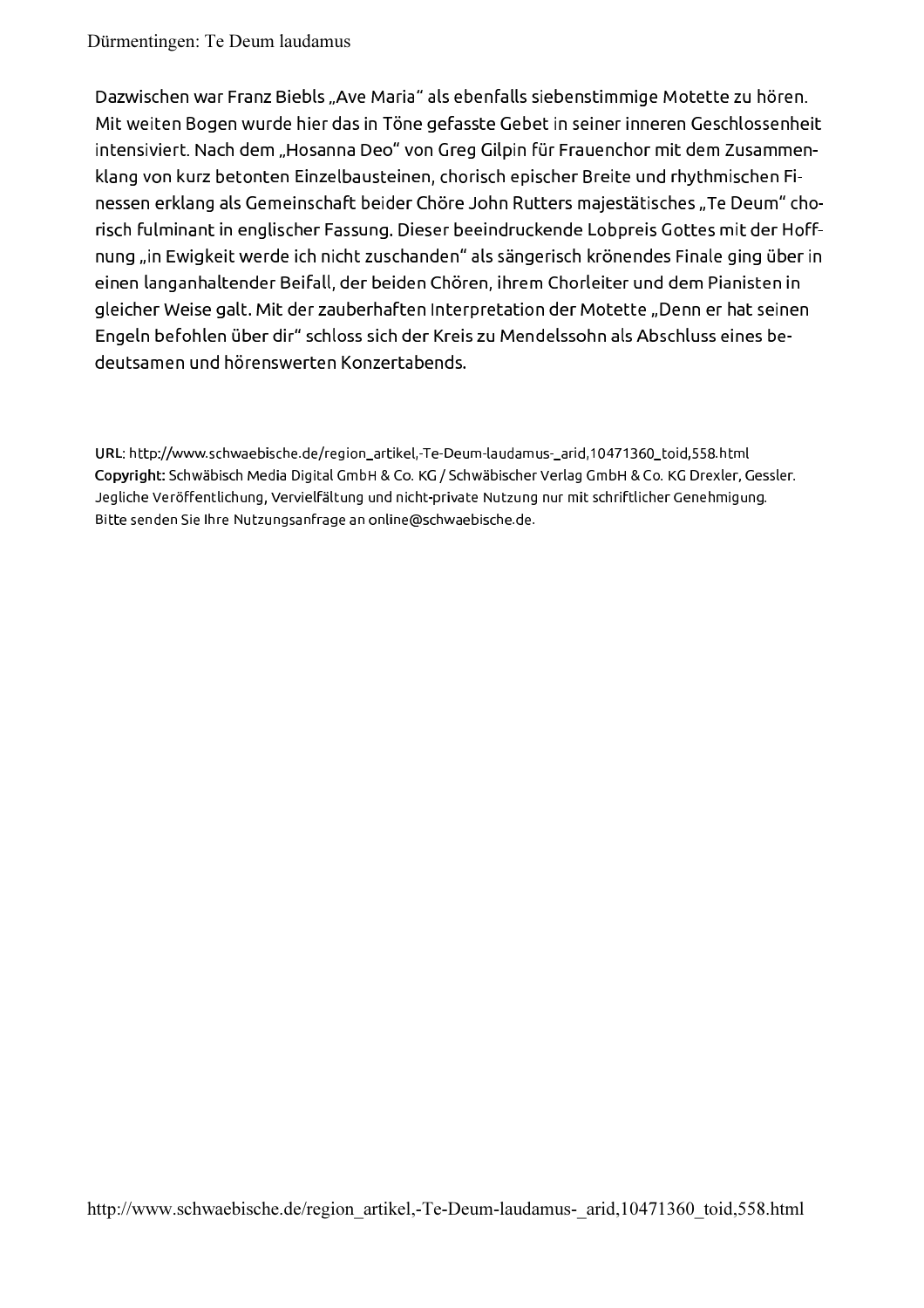Dazwischen war Franz Biebls „Ave Maria" als ebenfalls siebenstimmige Motette zu hören. Mit weiten Bogen wurde hier das in Töne gefasste Gebet in seiner inneren Geschlossenheit intensiviert. Nach dem „Hosanna Deo" von Greg Gilpin für Frauenchor mit dem Zusammenklang von kurz betonten Einzelbausteinen, chorisch epischer Breite und rhythmischen Finessen erklang als Gemeinschaft beider Chöre John Rutters majestätisches „Te Deum" chorisch fulminant in englischer Fassung. Dieser beeindruckende Lobpreis Gottes mit der Hoffnung „in Ewigkeit werde ich nicht zuschanden" als sängerisch krönendes Finale ging über in einen langanhaltender Beifall, der beiden Chören, ihrem Chorleiter und dem Pianisten in gleicher Weise galt. Mit der zauberhaften Interpretation der Motette „Denn er hat seinen Engeln befohlen über dir" schloss sich der Kreis zu Mendelssohn als Abschluss eines bedeutsamen und hörenswerten Konzertabends.

URL: http://www.schwaebische.de/region_artikel,-Te-Deum-laudamus-_arid,10471360_toid,558.html
**Copyright:** Schwäbisch Media Digital GmbH & Co. KG / Schwäbischer Verlag GmbH & Co. KG Drexler, Gessler. Jegliche Veröffentlichung, Vervielfältung und nicht-private Nutzung nur mit schriftlicher Genehmigung. Bitte senden Sie Ihre Nutzungsanfrage an online@schwaebische.de.